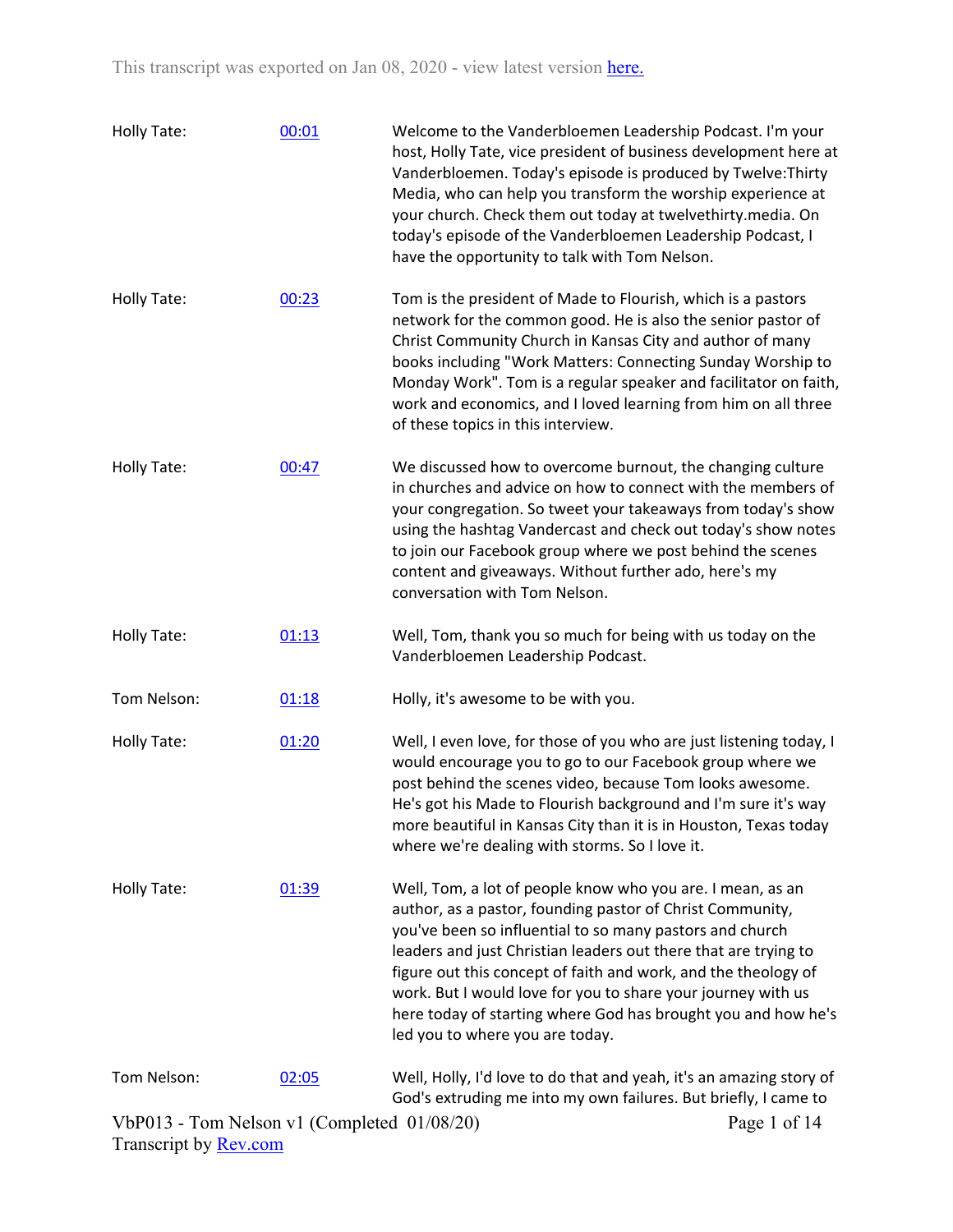This transcript was exported on Jan 08, 2020 - view latest version [here.]

| | | |
|---|---|---|
| Holly Tate: | 00:01 | Welcome to the Vanderbloemen Leadership Podcast. I'm your host, Holly Tate, vice president of business development here at Vanderbloemen. Today's episode is produced by Twelve:Thirty Media, who can help you transform the worship experience at your church. Check them out today at twelvethirty.media. On today's episode of the Vanderbloemen Leadership Podcast, I have the opportunity to talk with Tom Nelson. |
| Holly Tate: | 00:23 | Tom is the president of Made to Flourish, which is a pastors network for the common good. He is also the senior pastor of Christ Community Church in Kansas City and author of many books including "Work Matters: Connecting Sunday Worship to Monday Work". Tom is a regular speaker and facilitator on faith, work and economics, and I loved learning from him on all three of these topics in this interview. |
| Holly Tate: | 00:47 | We discussed how to overcome burnout, the changing culture in churches and advice on how to connect with the members of your congregation. So tweet your takeaways from today's show using the hashtag Vandercast and check out today's show notes to join our Facebook group where we post behind the scenes content and giveaways. Without further ado, here's my conversation with Tom Nelson. |
| Holly Tate: | 01:13 | Well, Tom, thank you so much for being with us today on the Vanderbloemen Leadership Podcast. |
| Tom Nelson: | 01:18 | Holly, it's awesome to be with you. |
| Holly Tate: | 01:20 | Well, I even love, for those of you who are just listening today, I would encourage you to go to our Facebook group where we post behind the scenes video, because Tom looks awesome. He's got his Made to Flourish background and I'm sure it's way more beautiful in Kansas City than it is in Houston, Texas today where we're dealing with storms. So I love it. |
| Holly Tate: | 01:39 | Well, Tom, a lot of people know who you are. I mean, as an author, as a pastor, founding pastor of Christ Community, you've been so influential to so many pastors and church leaders and just Christian leaders out there that are trying to figure out this concept of faith and work, and the theology of work. But I would love for you to share your journey with us here today of starting where God has brought you and how he's led you to where you are today. |
| Tom Nelson: | 02:05 | Well, Holly, I'd love to do that and yeah, it's an amazing story of God's extruding me into my own failures. But briefly, I came to |

VbP013 - Tom Nelson v1 (Completed 01/08/20)
Transcript by Rev.com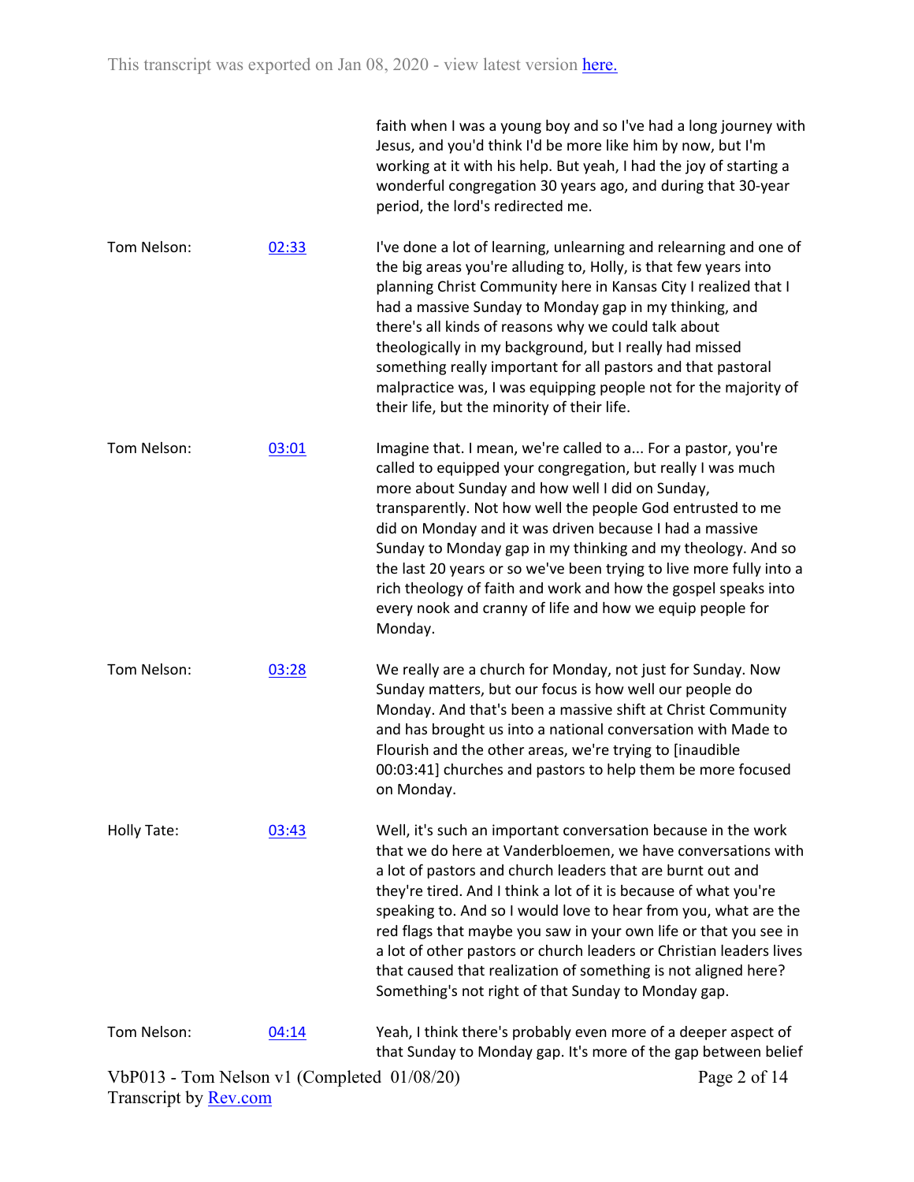faith when I was a young boy and so I've had a long journey with Jesus, and you'd think I'd be more like him by now, but I'm working at it with his help. But yeah, I had the joy of starting a wonderful congregation 30 years ago, and during that 30-year period, the lord's redirected me.

Tom Nelson: [02:33](#)

I've done a lot of learning, unlearning and relearning and one of the big areas you're alluding to, Holly, is that few years into planning Christ Community here in Kansas City I realized that I had a massive Sunday to Monday gap in my thinking, and there's all kinds of reasons why we could talk about theologically in my background, but I really had missed something really important for all pastors and that pastoral malpractice was, I was equipping people not for the majority of their life, but the minority of their life.

Tom Nelson: [03:01](#)

Imagine that. I mean, we're called to a... For a pastor, you're called to equipped your congregation, but really I was much more about Sunday and how well I did on Sunday, transparently. Not how well the people God entrusted to me did on Monday and it was driven because I had a massive Sunday to Monday gap in my thinking and my theology. And so the last 20 years or so we've been trying to live more fully into a rich theology of faith and work and how the gospel speaks into every nook and cranny of life and how we equip people for Monday.

Tom Nelson: [03:28](#)

We really are a church for Monday, not just for Sunday. Now Sunday matters, but our focus is how well our people do Monday. And that's been a massive shift at Christ Community and has brought us into a national conversation with Made to Flourish and the other areas, we're trying to [inaudible 00:03:41] churches and pastors to help them be more focused on Monday.

Holly Tate: [03:43](#)

Well, it's such an important conversation because in the work that we do here at Vanderbloemen, we have conversations with a lot of pastors and church leaders that are burnt out and they're tired. And I think a lot of it is because of what you're speaking to. And so I would love to hear from you, what are the red flags that maybe you saw in your own life or that you see in a lot of other pastors or church leaders or Christian leaders lives that caused that realization of something is not aligned here? Something's not right of that Sunday to Monday gap.

Tom Nelson: [04:14](#)

Yeah, I think there's probably even more of a deeper aspect of that Sunday to Monday gap. It's more of the gap between belief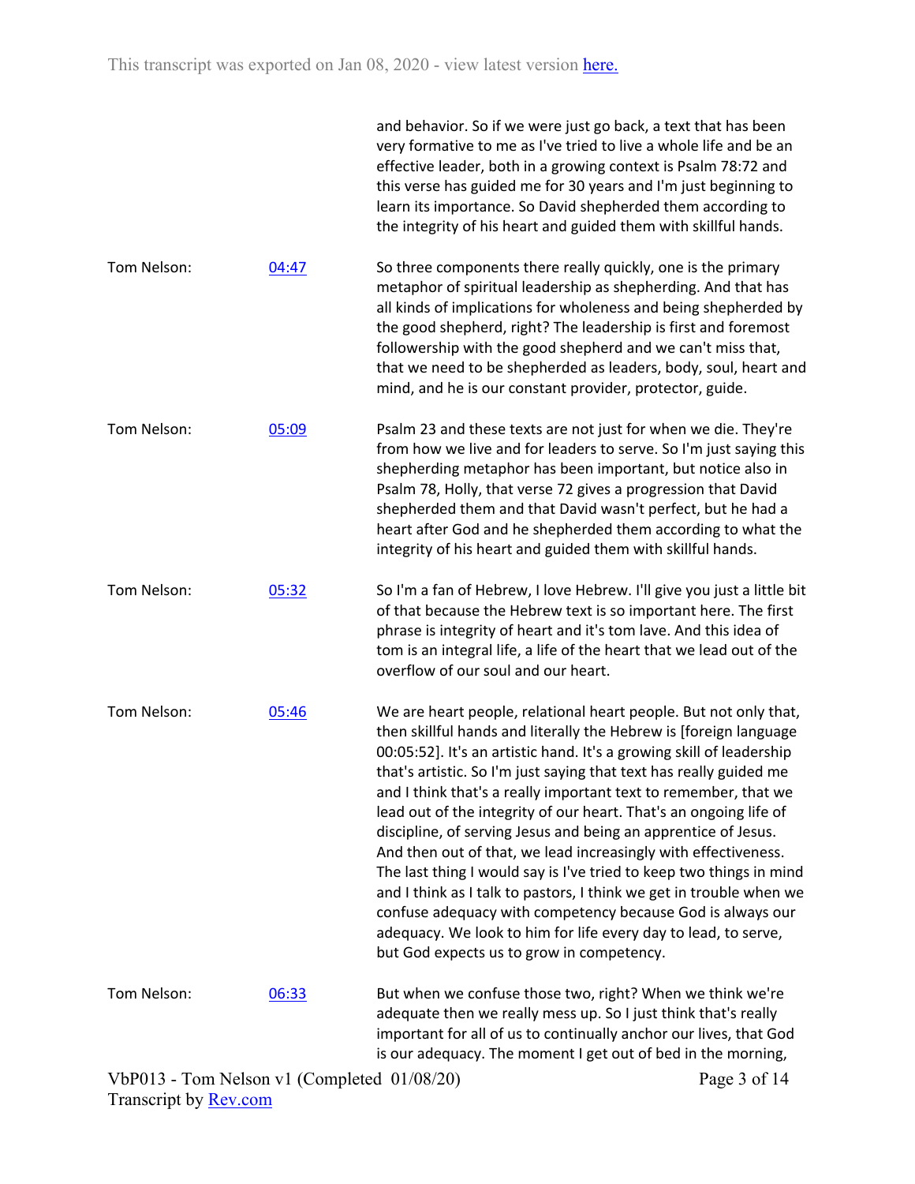and behavior. So if we were just go back, a text that has been very formative to me as I've tried to live a whole life and be an effective leader, both in a growing context is Psalm 78:72 and this verse has guided me for 30 years and I'm just beginning to learn its importance. So David shepherded them according to the integrity of his heart and guided them with skillful hands.

Tom Nelson: [04:47](#) So three components there really quickly, one is the primary metaphor of spiritual leadership as shepherding. And that has all kinds of implications for wholeness and being shepherded by the good shepherd, right? The leadership is first and foremost followership with the good shepherd and we can't miss that, that we need to be shepherded as leaders, body, soul, heart and mind, and he is our constant provider, protector, guide.

Tom Nelson: [05:09](#) Psalm 23 and these texts are not just for when we die. They're from how we live and for leaders to serve. So I'm just saying this shepherding metaphor has been important, but notice also in Psalm 78, Holly, that verse 72 gives a progression that David shepherded them and that David wasn't perfect, but he had a heart after God and he shepherded them according to what the integrity of his heart and guided them with skillful hands.

Tom Nelson: [05:32](#) So I'm a fan of Hebrew, I love Hebrew. I'll give you just a little bit of that because the Hebrew text is so important here. The first phrase is integrity of heart and it's tom lave. And this idea of tom is an integral life, a life of the heart that we lead out of the overflow of our soul and our heart.

Tom Nelson: [05:46](#) We are heart people, relational heart people. But not only that, then skillful hands and literally the Hebrew is [foreign language 00:05:52]. It's an artistic hand. It's a growing skill of leadership that's artistic. So I'm just saying that text has really guided me and I think that's a really important text to remember, that we lead out of the integrity of our heart. That's an ongoing life of discipline, of serving Jesus and being an apprentice of Jesus. And then out of that, we lead increasingly with effectiveness. The last thing I would say is I've tried to keep two things in mind and I think as I talk to pastors, I think we get in trouble when we confuse adequacy with competency because God is always our adequacy. We look to him for life every day to lead, to serve, but God expects us to grow in competency.

Tom Nelson: [06:33](#) But when we confuse those two, right? When we think we're adequate then we really mess up. So I just think that's really important for all of us to continually anchor our lives, that God is our adequacy. The moment I get out of bed in the morning,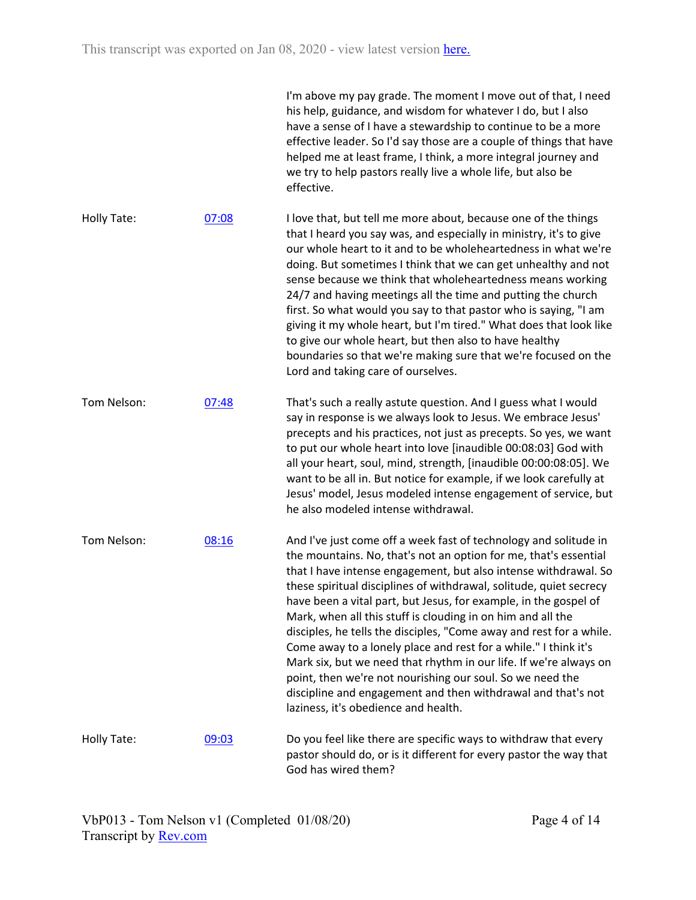I'm above my pay grade. The moment I move out of that, I need his help, guidance, and wisdom for whatever I do, but I also have a sense of I have a stewardship to continue to be a more effective leader. So I'd say those are a couple of things that have helped me at least frame, I think, a more integral journey and we try to help pastors really live a whole life, but also be effective.

| | | |
|---|---|---|
| Holly Tate: | [07:08]() | I love that, but tell me more about, because one of the things that I heard you say was, and especially in ministry, it's to give our whole heart to it and to be wholeheartedness in what we're doing. But sometimes I think that we can get unhealthy and not sense because we think that wholeheartedness means working 24/7 and having meetings all the time and putting the church first. So what would you say to that pastor who is saying, "I am giving it my whole heart, but I'm tired." What does that look like to give our whole heart, but then also to have healthy boundaries so that we're making sure that we're focused on the Lord and taking care of ourselves. |
| Tom Nelson: | [07:48]() | That's such a really astute question. And I guess what I would say in response is we always look to Jesus. We embrace Jesus' precepts and his practices, not just as precepts. So yes, we want to put our whole heart into love [inaudible 00:08:03] God with all your heart, soul, mind, strength, [inaudible 00:00:08:05]. We want to be all in. But notice for example, if we look carefully at Jesus' model, Jesus modeled intense engagement of service, but he also modeled intense withdrawal. |
| Tom Nelson: | [08:16]() | And I've just come off a week fast of technology and solitude in the mountains. No, that's not an option for me, that's essential that I have intense engagement, but also intense withdrawal. So these spiritual disciplines of withdrawal, solitude, quiet secrecy have been a vital part, but Jesus, for example, in the gospel of Mark, when all this stuff is clouding in on him and all the disciples, he tells the disciples, "Come away and rest for a while. Come away to a lonely place and rest for a while." I think it's Mark six, but we need that rhythm in our life. If we're always on point, then we're not nourishing our soul. So we need the discipline and engagement and then withdrawal and that's not laziness, it's obedience and health. |
| Holly Tate: | [09:03]() | Do you feel like there are specific ways to withdraw that every pastor should do, or is it different for every pastor the way that God has wired them? |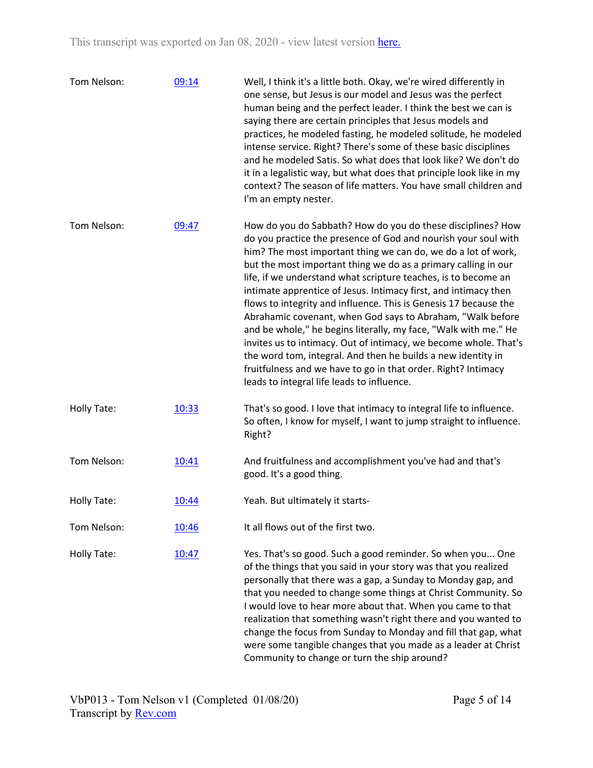| | | |
|---|---|---|
| Tom Nelson: | 09:14 | Well, I think it's a little both. Okay, we're wired differently in one sense, but Jesus is our model and Jesus was the perfect human being and the perfect leader. I think the best we can is saying there are certain principles that Jesus models and practices, he modeled fasting, he modeled solitude, he modeled intense service. Right? There's some of these basic disciplines and he modeled Satis. So what does that look like? We don't do it in a legalistic way, but what does that principle look like in my context? The season of life matters. You have small children and I'm an empty nester. |
| Tom Nelson: | 09:47 | How do you do Sabbath? How do you do these disciplines? How do you practice the presence of God and nourish your soul with him? The most important thing we can do, we do a lot of work, but the most important thing we do as a primary calling in our life, if we understand what scripture teaches, is to become an intimate apprentice of Jesus. Intimacy first, and intimacy then flows to integrity and influence. This is Genesis 17 because the Abrahamic covenant, when God says to Abraham, "Walk before and be whole," he begins literally, my face, "Walk with me." He invites us to intimacy. Out of intimacy, we become whole. That's the word tom, integral. And then he builds a new identity in fruitfulness and we have to go in that order. Right? Intimacy leads to integral life leads to influence. |
| Holly Tate: | 10:33 | That's so good. I love that intimacy to integral life to influence. So often, I know for myself, I want to jump straight to influence. Right? |
| Tom Nelson: | 10:41 | And fruitfulness and accomplishment you've had and that's good. It's a good thing. |
| Holly Tate: | 10:44 | Yeah. But ultimately it starts- |
| Tom Nelson: | 10:46 | It all flows out of the first two. |
| Holly Tate: | 10:47 | Yes. That's so good. Such a good reminder. So when you... One of the things that you said in your story was that you realized personally that there was a gap, a Sunday to Monday gap, and that you needed to change some things at Christ Community. So I would love to hear more about that. When you came to that realization that something wasn't right there and you wanted to change the focus from Sunday to Monday and fill that gap, what were some tangible changes that you made as a leader at Christ Community to change or turn the ship around? |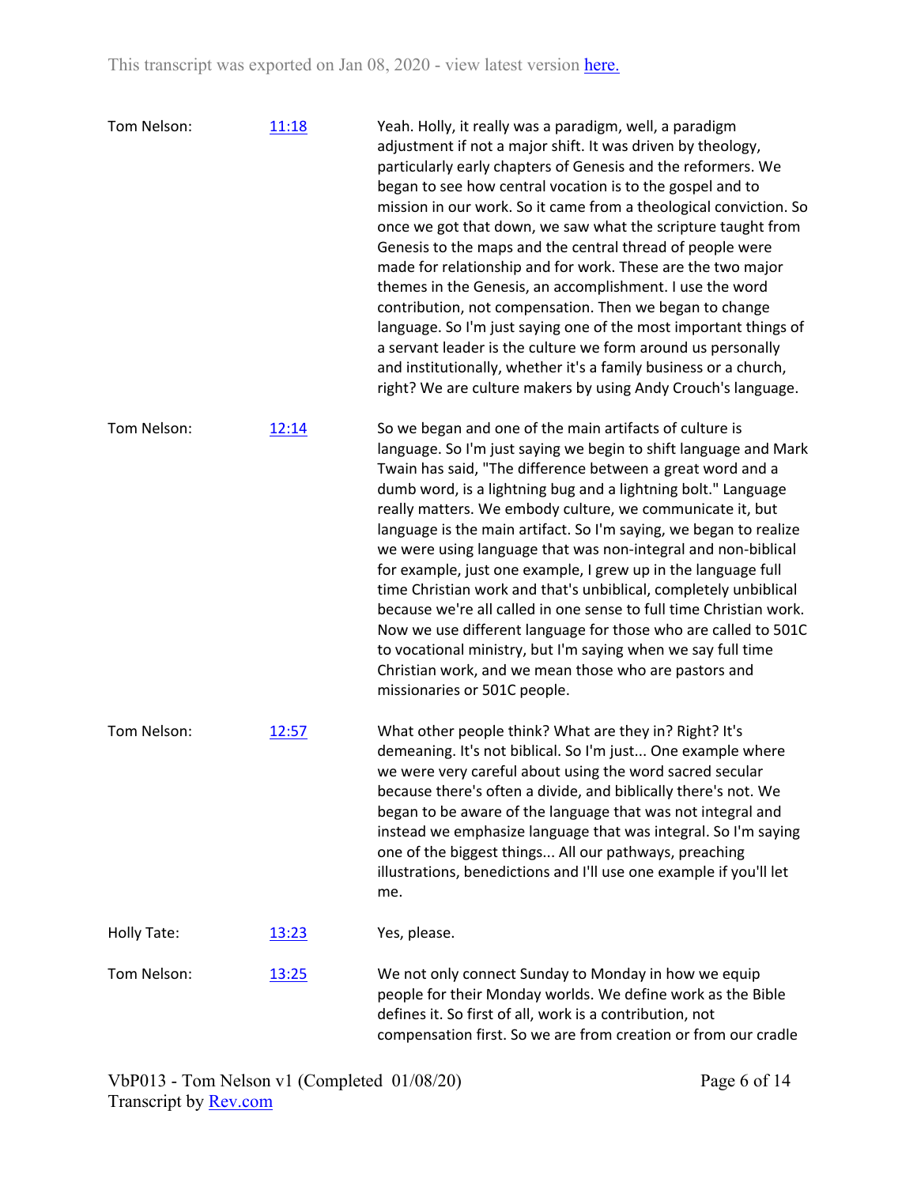| | | |
|---|---|---|
| Tom Nelson: | 11:18 | Yeah. Holly, it really was a paradigm, well, a paradigm adjustment if not a major shift. It was driven by theology, particularly early chapters of Genesis and the reformers. We began to see how central vocation is to the gospel and to mission in our work. So it came from a theological conviction. So once we got that down, we saw what the scripture taught from Genesis to the maps and the central thread of people were made for relationship and for work. These are the two major themes in the Genesis, an accomplishment. I use the word contribution, not compensation. Then we began to change language. So I'm just saying one of the most important things of a servant leader is the culture we form around us personally and institutionally, whether it's a family business or a church, right? We are culture makers by using Andy Crouch's language. |
| Tom Nelson: | 12:14 | So we began and one of the main artifacts of culture is language. So I'm just saying we begin to shift language and Mark Twain has said, "The difference between a great word and a dumb word, is a lightning bug and a lightning bolt." Language really matters. We embody culture, we communicate it, but language is the main artifact. So I'm saying, we began to realize we were using language that was non-integral and non-biblical for example, just one example, I grew up in the language full time Christian work and that's unbiblical, completely unbiblical because we're all called in one sense to full time Christian work. Now we use different language for those who are called to 501C to vocational ministry, but I'm saying when we say full time Christian work, and we mean those who are pastors and missionaries or 501C people. |
| Tom Nelson: | 12:57 | What other people think? What are they in? Right? It's demeaning. It's not biblical. So I'm just... One example where we were very careful about using the word sacred secular because there's often a divide, and biblically there's not. We began to be aware of the language that was not integral and instead we emphasize language that was integral. So I'm saying one of the biggest things... All our pathways, preaching illustrations, benedictions and I'll use one example if you'll let me. |
| Holly Tate: | 13:23 | Yes, please. |
| Tom Nelson: | 13:25 | We not only connect Sunday to Monday in how we equip people for their Monday worlds. We define work as the Bible defines it. So first of all, work is a contribution, not compensation first. So we are from creation or from our cradle |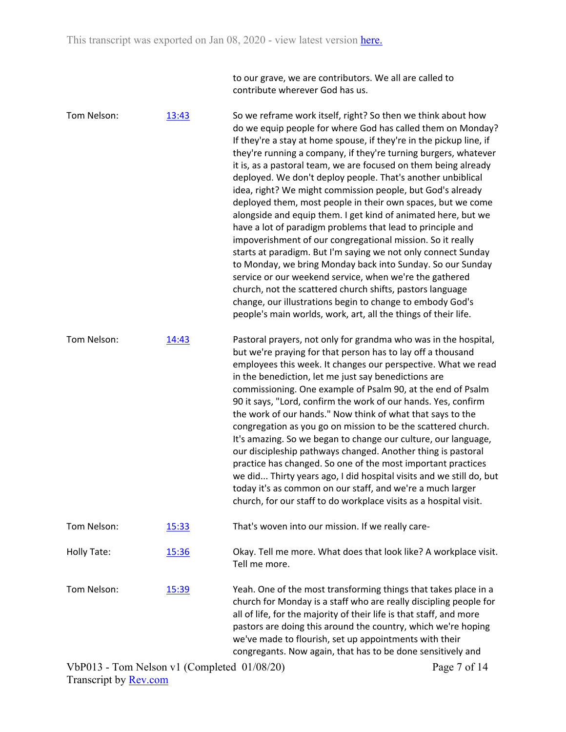to our grave, we are contributors. We all are called to contribute wherever God has us.

Tom Nelson: [13:43](#) So we reframe work itself, right? So then we think about how do we equip people for where God has called them on Monday? If they're a stay at home spouse, if they're in the pickup line, if they're running a company, if they're turning burgers, whatever it is, as a pastoral team, we are focused on them being already deployed. We don't deploy people. That's another unbiblical idea, right? We might commission people, but God's already deployed them, most people in their own spaces, but we come alongside and equip them. I get kind of animated here, but we have a lot of paradigm problems that lead to principle and impoverishment of our congregational mission. So it really starts at paradigm. But I'm saying we not only connect Sunday to Monday, we bring Monday back into Sunday. So our Sunday service or our weekend service, when we're the gathered church, not the scattered church shifts, pastors language change, our illustrations begin to change to embody God's people's main worlds, work, art, all the things of their life.

Tom Nelson: [14:43](#) Pastoral prayers, not only for grandma who was in the hospital, but we're praying for that person has to lay off a thousand employees this week. It changes our perspective. What we read in the benediction, let me just say benedictions are commissioning. One example of Psalm 90, at the end of Psalm 90 it says, "Lord, confirm the work of our hands. Yes, confirm the work of our hands." Now think of what that says to the congregation as you go on mission to be the scattered church. It's amazing. So we began to change our culture, our language, our discipleship pathways changed. Another thing is pastoral practice has changed. So one of the most important practices we did... Thirty years ago, I did hospital visits and we still do, but today it's as common on our staff, and we're a much larger church, for our staff to do workplace visits as a hospital visit.

Tom Nelson: [15:33](#) That's woven into our mission. If we really care-

Holly Tate: [15:36](#) Okay. Tell me more. What does that look like? A workplace visit. Tell me more.

Tom Nelson: [15:39](#) Yeah. One of the most transforming things that takes place in a church for Monday is a staff who are really discipling people for all of life, for the majority of their life is that staff, and more pastors are doing this around the country, which we're hoping we've made to flourish, set up appointments with their congregants. Now again, that has to be done sensitively and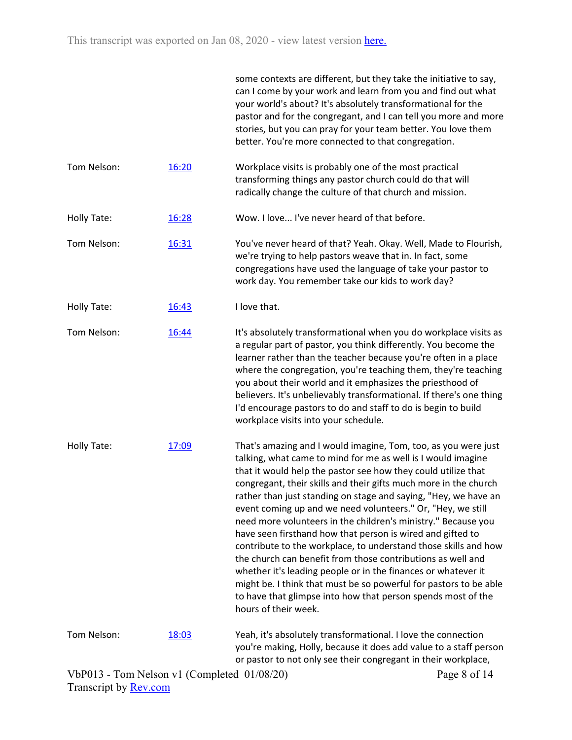some contexts are different, but they take the initiative to say, can I come by your work and learn from you and find out what your world's about? It's absolutely transformational for the pastor and for the congregant, and I can tell you more and more stories, but you can pray for your team better. You love them better. You're more connected to that congregation.

| | | |
|---|---|---|
| Tom Nelson: | [16:20](#) | Workplace visits is probably one of the most practical transforming things any pastor church could do that will radically change the culture of that church and mission. |
| Holly Tate: | [16:28](#) | Wow. I love... I've never heard of that before. |
| Tom Nelson: | [16:31](#) | You've never heard of that? Yeah. Okay. Well, Made to Flourish, we're trying to help pastors weave that in. In fact, some congregations have used the language of take your pastor to work day. You remember take our kids to work day? |
| Holly Tate: | [16:43](#) | I love that. |
| Tom Nelson: | [16:44](#) | It's absolutely transformational when you do workplace visits as a regular part of pastor, you think differently. You become the learner rather than the teacher because you're often in a place where the congregation, you're teaching them, they're teaching you about their world and it emphasizes the priesthood of believers. It's unbelievably transformational. If there's one thing I'd encourage pastors to do and staff to do is begin to build workplace visits into your schedule. |
| Holly Tate: | [17:09](#) | That's amazing and I would imagine, Tom, too, as you were just talking, what came to mind for me as well is I would imagine that it would help the pastor see how they could utilize that congregant, their skills and their gifts much more in the church rather than just standing on stage and saying, "Hey, we have an event coming up and we need volunteers." Or, "Hey, we still need more volunteers in the children's ministry." Because you have seen firsthand how that person is wired and gifted to contribute to the workplace, to understand those skills and how the church can benefit from those contributions as well and whether it's leading people or in the finances or whatever it might be. I think that must be so powerful for pastors to be able to have that glimpse into how that person spends most of the hours of their week. |
| Tom Nelson: | [18:03](#) | Yeah, it's absolutely transformational. I love the connection you're making, Holly, because it does add value to a staff person or pastor to not only see their congregant in their workplace, |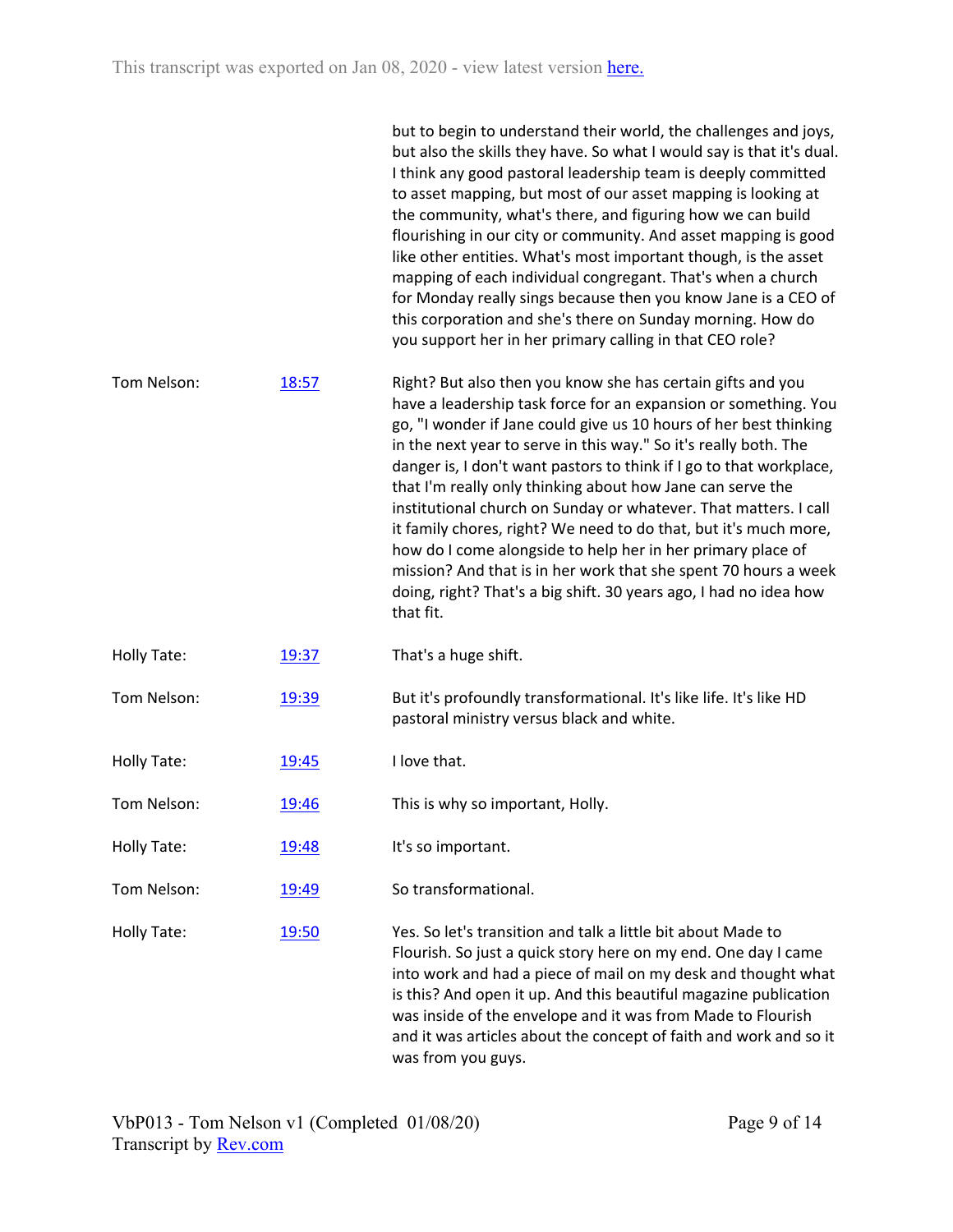but to begin to understand their world, the challenges and joys, but also the skills they have. So what I would say is that it's dual. I think any good pastoral leadership team is deeply committed to asset mapping, but most of our asset mapping is looking at the community, what's there, and figuring how we can build flourishing in our city or community. And asset mapping is good like other entities. What's most important though, is the asset mapping of each individual congregant. That's when a church for Monday really sings because then you know Jane is a CEO of this corporation and she's there on Sunday morning. How do you support her in her primary calling in that CEO role?

| | | |
|---|---|---|
| Tom Nelson: | [18:57](#) | Right? But also then you know she has certain gifts and you have a leadership task force for an expansion or something. You go, "I wonder if Jane could give us 10 hours of her best thinking in the next year to serve in this way." So it's really both. The danger is, I don't want pastors to think if I go to that workplace, that I'm really only thinking about how Jane can serve the institutional church on Sunday or whatever. That matters. I call it family chores, right? We need to do that, but it's much more, how do I come alongside to help her in her primary place of mission? And that is in her work that she spent 70 hours a week doing, right? That's a big shift. 30 years ago, I had no idea how that fit. |
| Holly Tate: | [19:37](#) | That's a huge shift. |
| Tom Nelson: | [19:39](#) | But it's profoundly transformational. It's like life. It's like HD pastoral ministry versus black and white. |
| Holly Tate: | [19:45](#) | I love that. |
| Tom Nelson: | [19:46](#) | This is why so important, Holly. |
| Holly Tate: | [19:48](#) | It's so important. |
| Tom Nelson: | [19:49](#) | So transformational. |
| Holly Tate: | [19:50](#) | Yes. So let's transition and talk a little bit about Made to Flourish. So just a quick story here on my end. One day I came into work and had a piece of mail on my desk and thought what is this? And open it up. And this beautiful magazine publication was inside of the envelope and it was from Made to Flourish and it was articles about the concept of faith and work and so it was from you guys. |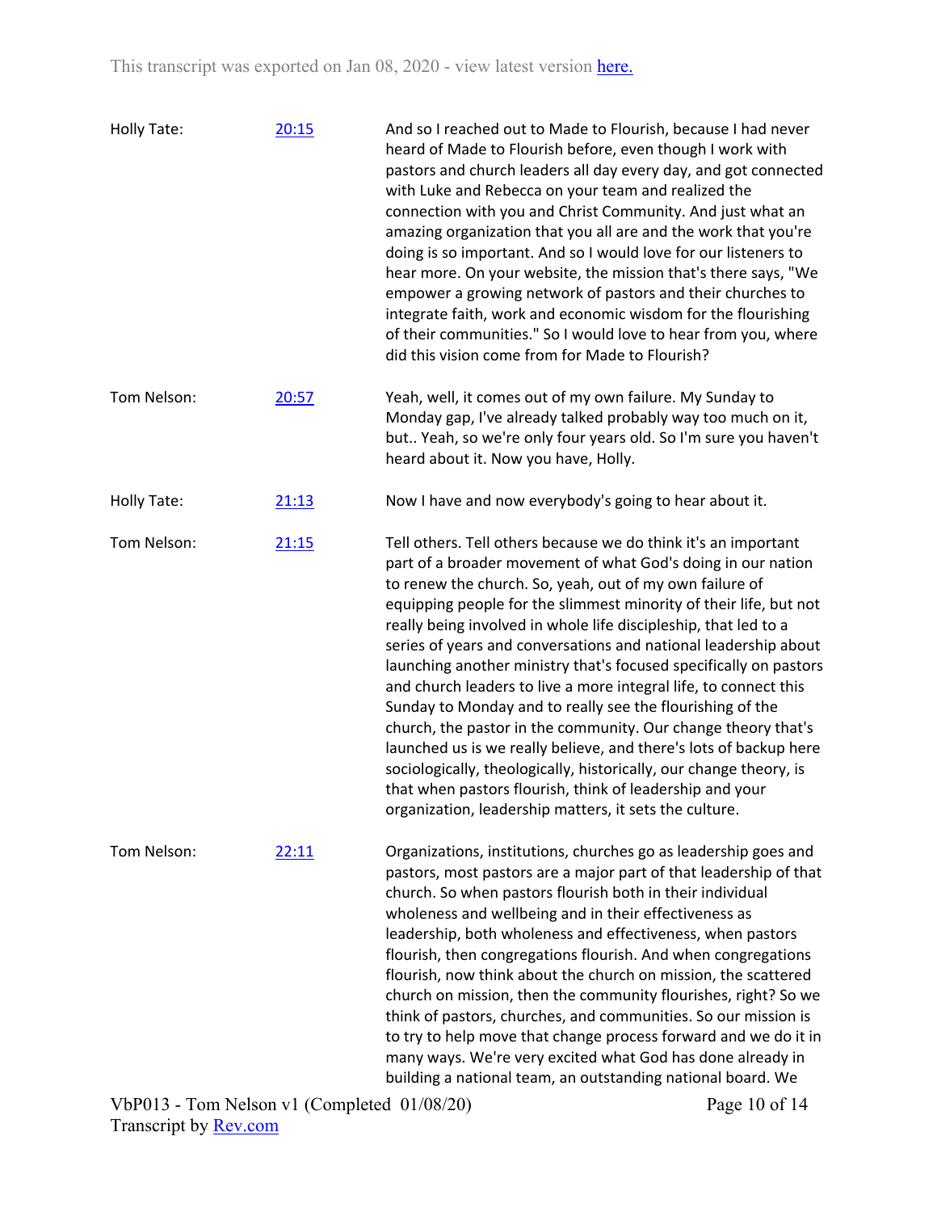| | | |
|---|---|---|
| Holly Tate: | 20:15 | And so I reached out to Made to Flourish, because I had never heard of Made to Flourish before, even though I work with pastors and church leaders all day every day, and got connected with Luke and Rebecca on your team and realized the connection with you and Christ Community. And just what an amazing organization that you all are and the work that you're doing is so important. And so I would love for our listeners to hear more. On your website, the mission that's there says, "We empower a growing network of pastors and their churches to integrate faith, work and economic wisdom for the flourishing of their communities." So I would love to hear from you, where did this vision come from for Made to Flourish? |
| Tom Nelson: | 20:57 | Yeah, well, it comes out of my own failure. My Sunday to Monday gap, I've already talked probably way too much on it, but.. Yeah, so we're only four years old. So I'm sure you haven't heard about it. Now you have, Holly. |
| Holly Tate: | 21:13 | Now I have and now everybody's going to hear about it. |
| Tom Nelson: | 21:15 | Tell others. Tell others because we do think it's an important part of a broader movement of what God's doing in our nation to renew the church. So, yeah, out of my own failure of equipping people for the slimmest minority of their life, but not really being involved in whole life discipleship, that led to a series of years and conversations and national leadership about launching another ministry that's focused specifically on pastors and church leaders to live a more integral life, to connect this Sunday to Monday and to really see the flourishing of the church, the pastor in the community. Our change theory that's launched us is we really believe, and there's lots of backup here sociologically, theologically, historically, our change theory, is that when pastors flourish, think of leadership and your organization, leadership matters, it sets the culture. |
| Tom Nelson: | 22:11 | Organizations, institutions, churches go as leadership goes and pastors, most pastors are a major part of that leadership of that church. So when pastors flourish both in their individual wholeness and wellbeing and in their effectiveness as leadership, both wholeness and effectiveness, when pastors flourish, then congregations flourish. And when congregations flourish, now think about the church on mission, the scattered church on mission, then the community flourishes, right? So we think of pastors, churches, and communities. So our mission is to try to help move that change process forward and we do it in many ways. We're very excited what God has done already in building a national team, an outstanding national board. We |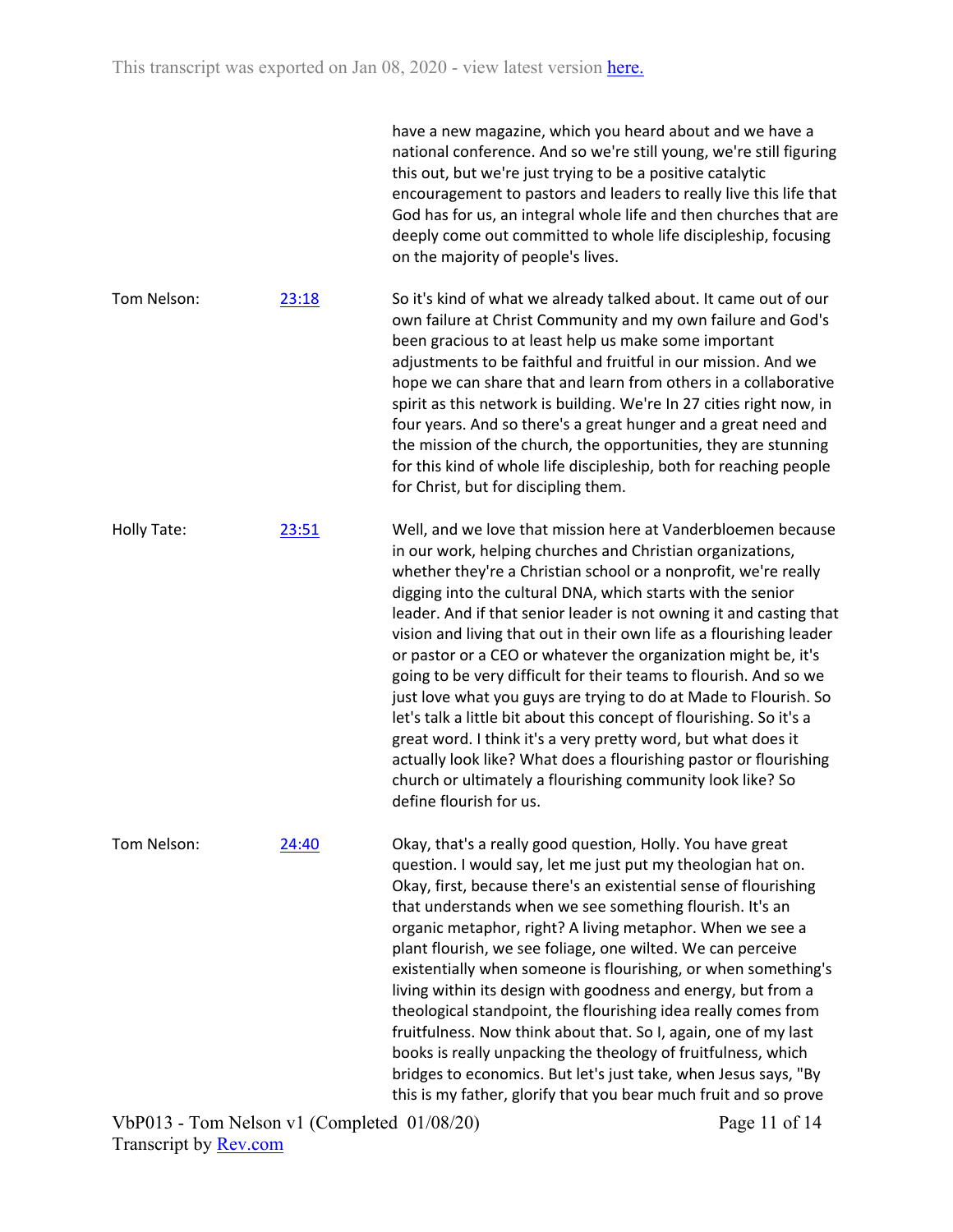have a new magazine, which you heard about and we have a national conference. And so we're still young, we're still figuring this out, but we're just trying to be a positive catalytic encouragement to pastors and leaders to really live this life that God has for us, an integral whole life and then churches that are deeply come out committed to whole life discipleship, focusing on the majority of people's lives.

Tom Nelson: [23:18](#)

So it's kind of what we already talked about. It came out of our own failure at Christ Community and my own failure and God's been gracious to at least help us make some important adjustments to be faithful and fruitful in our mission. And we hope we can share that and learn from others in a collaborative spirit as this network is building. We're In 27 cities right now, in four years. And so there's a great hunger and a great need and the mission of the church, the opportunities, they are stunning for this kind of whole life discipleship, both for reaching people for Christ, but for discipling them.

Holly Tate: [23:51](#)

Well, and we love that mission here at Vanderbloemen because in our work, helping churches and Christian organizations, whether they're a Christian school or a nonprofit, we're really digging into the cultural DNA, which starts with the senior leader. And if that senior leader is not owning it and casting that vision and living that out in their own life as a flourishing leader or pastor or a CEO or whatever the organization might be, it's going to be very difficult for their teams to flourish. And so we just love what you guys are trying to do at Made to Flourish. So let's talk a little bit about this concept of flourishing. So it's a great word. I think it's a very pretty word, but what does it actually look like? What does a flourishing pastor or flourishing church or ultimately a flourishing community look like? So define flourish for us.

Tom Nelson: [24:40](#)

Okay, that's a really good question, Holly. You have great question. I would say, let me just put my theologian hat on. Okay, first, because there's an existential sense of flourishing that understands when we see something flourish. It's an organic metaphor, right? A living metaphor. When we see a plant flourish, we see foliage, one wilted. We can perceive existentially when someone is flourishing, or when something's living within its design with goodness and energy, but from a theological standpoint, the flourishing idea really comes from fruitfulness. Now think about that. So I, again, one of my last books is really unpacking the theology of fruitfulness, which bridges to economics. But let's just take, when Jesus says, "By this is my father, glorify that you bear much fruit and so prove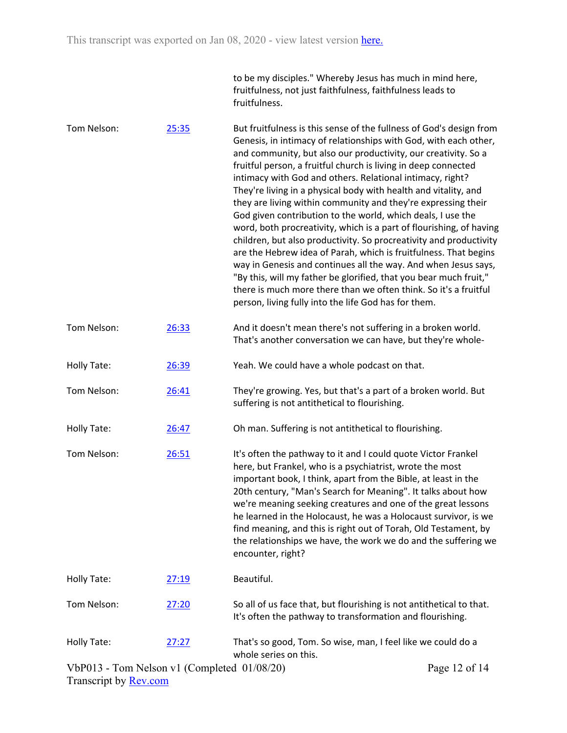to be my disciples." Whereby Jesus has much in mind here, fruitfulness, not just faithfulness, faithfulness leads to fruitfulness.

| | | |
|---|---|---|
| Tom Nelson: | [25:35]() | But fruitfulness is this sense of the fullness of God's design from Genesis, in intimacy of relationships with God, with each other, and community, but also our productivity, our creativity. So a fruitful person, a fruitful church is living in deep connected intimacy with God and others. Relational intimacy, right? They're living in a physical body with health and vitality, and they are living within community and they're expressing their God given contribution to the world, which deals, I use the word, both procreativity, which is a part of flourishing, of having children, but also productivity. So procreativity and productivity are the Hebrew idea of Parah, which is fruitfulness. That begins way in Genesis and continues all the way. And when Jesus says, "By this, will my father be glorified, that you bear much fruit," there is much more there than we often think. So it's a fruitful person, living fully into the life God has for them. |
| Tom Nelson: | [26:33]() | And it doesn't mean there's not suffering in a broken world. That's another conversation we can have, but they're whole- |
| Holly Tate: | [26:39]() | Yeah. We could have a whole podcast on that. |
| Tom Nelson: | [26:41]() | They're growing. Yes, but that's a part of a broken world. But suffering is not antithetical to flourishing. |
| Holly Tate: | [26:47]() | Oh man. Suffering is not antithetical to flourishing. |
| Tom Nelson: | [26:51]() | It's often the pathway to it and I could quote Victor Frankel here, but Frankel, who is a psychiatrist, wrote the most important book, I think, apart from the Bible, at least in the 20th century, "Man's Search for Meaning". It talks about how we're meaning seeking creatures and one of the great lessons he learned in the Holocaust, he was a Holocaust survivor, is we find meaning, and this is right out of Torah, Old Testament, by the relationships we have, the work we do and the suffering we encounter, right? |
| Holly Tate: | [27:19]() | Beautiful. |
| Tom Nelson: | [27:20]() | So all of us face that, but flourishing is not antithetical to that. It's often the pathway to transformation and flourishing. |
| Holly Tate: | [27:27]() | That's so good, Tom. So wise, man, I feel like we could do a whole series on this. |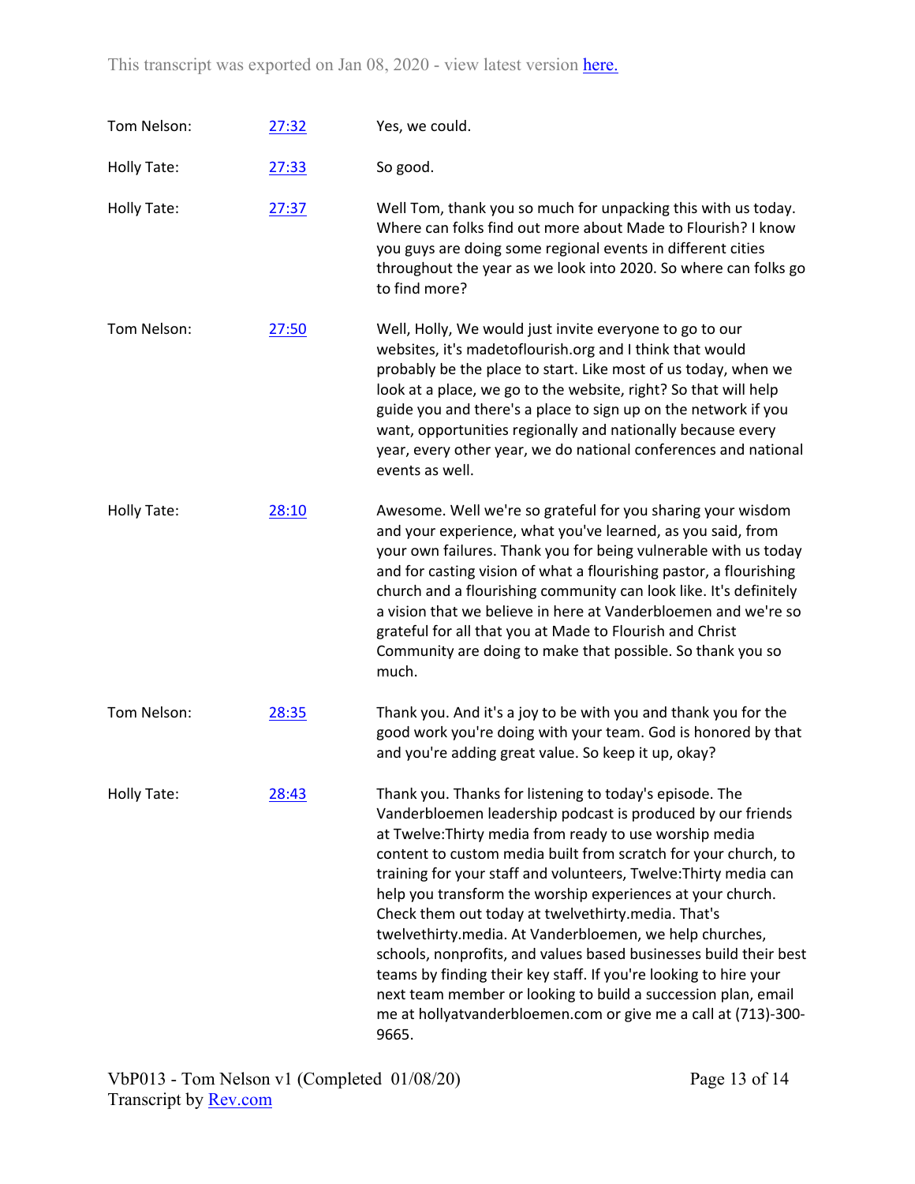| | | |
|---|---|---|
| Tom Nelson: | [27:32] | Yes, we could. |
| Holly Tate: | [27:33] | So good. |
| Holly Tate: | [27:37] | Well Tom, thank you so much for unpacking this with us today. Where can folks find out more about Made to Flourish? I know you guys are doing some regional events in different cities throughout the year as we look into 2020. So where can folks go to find more? |
| Tom Nelson: | [27:50] | Well, Holly, We would just invite everyone to go to our websites, it's madetoflourish.org and I think that would probably be the place to start. Like most of us today, when we look at a place, we go to the website, right? So that will help guide you and there's a place to sign up on the network if you want, opportunities regionally and nationally because every year, every other year, we do national conferences and national events as well. |
| Holly Tate: | [28:10] | Awesome. Well we're so grateful for you sharing your wisdom and your experience, what you've learned, as you said, from your own failures. Thank you for being vulnerable with us today and for casting vision of what a flourishing pastor, a flourishing church and a flourishing community can look like. It's definitely a vision that we believe in here at Vanderbloemen and we're so grateful for all that you at Made to Flourish and Christ Community are doing to make that possible. So thank you so much. |
| Tom Nelson: | [28:35] | Thank you. And it's a joy to be with you and thank you for the good work you're doing with your team. God is honored by that and you're adding great value. So keep it up, okay? |
| Holly Tate: | [28:43] | Thank you. Thanks for listening to today's episode. The Vanderbloemen leadership podcast is produced by our friends at Twelve:Thirty media from ready to use worship media content to custom media built from scratch for your church, to training for your staff and volunteers, Twelve:Thirty media can help you transform the worship experiences at your church. Check them out today at twelvethirty.media. That's twelvethirty.media. At Vanderbloemen, we help churches, schools, nonprofits, and values based businesses build their best teams by finding their key staff. If you're looking to hire your next team member or looking to build a succession plan, email me at hollyatvanderbloemen.com or give me a call at (713)-300-9665. |